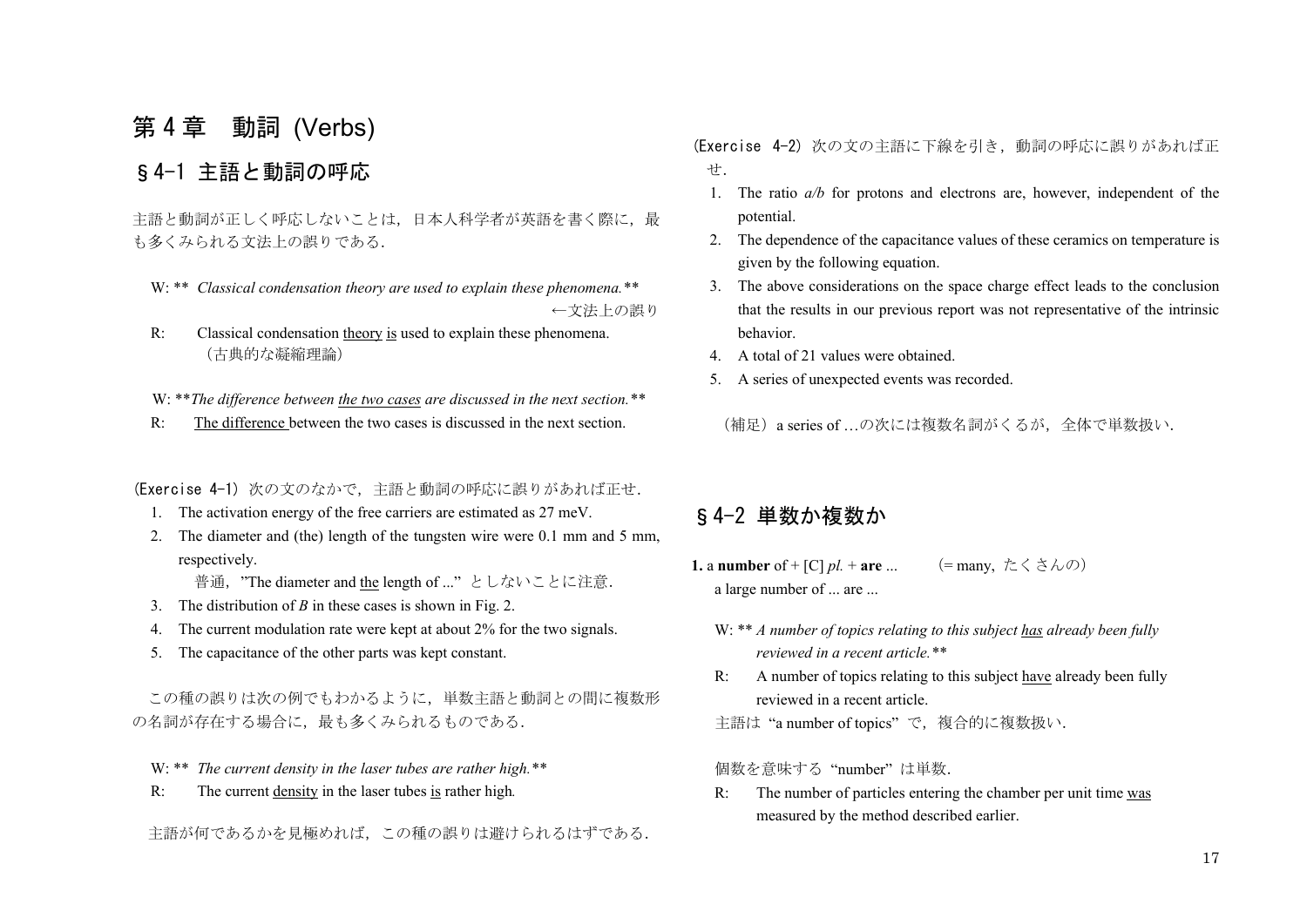# 第 4 章　動詞 (Verbs)

## § 4-1 主語と動詞の呼応

主語と動詞が正しく呼応しないことは，日本人科学者が英語を書く際に，最も多くみられる文法上の誤りである．

W: ** *Classical condensation theory are used to explain these phenomena.***

←文法上の誤り

R: Classical condensation <u>theory</u> <u>is</u> used to explain these phenomena.
（古典的な凝縮理論）

W: ***The difference between <u>the two cases</u> are discussed in the next section.***

R: <u>The difference</u> between the two cases is discussed in the next section.

(Exercise 4-1) 次の文のなかで，主語と動詞の呼応に誤りがあれば正せ．

1. The activation energy of the free carriers are estimated as 27 meV.
2. The diameter and (the) length of the tungsten wire were 0.1 mm and 5 mm, respectively.
   普通，"The diameter and <u>the</u> length of ..." としないことに注意．
3. The distribution of $B$ in these cases is shown in Fig. 2.
4. The current modulation rate were kept at about 2% for the two signals.
5. The capacitance of the other parts was kept constant.

この種の誤りは次の例でもわかるように，単数主語と動詞との間に複数形の名詞が存在する場合に，最も多くみられるものである．

W: ** *The current density in the laser tubes are rather high.***

R: The current <u>density</u> in the laser tubes <u>is</u> rather high.

主語が何であるかを見極めれば，この種の誤りは避けられるはずである．

(Exercise 4-2) 次の文の主語に下線を引き，動詞の呼応に誤りがあれば正せ．

1. The ratio $a/b$ for protons and electrons are, however, independent of the potential.
2. The dependence of the capacitance values of these ceramics on temperature is given by the following equation.
3. The above considerations on the space charge effect leads to the conclusion that the results in our previous report was not representative of the intrinsic behavior.
4. A total of 21 values were obtained.
5. A series of unexpected events was recorded.

（補足）a series of …の次には複数名詞がくるが，全体で単数扱い．

## § 4-2 単数か複数か

**1.** a **number** of + [C] *pl.* + **are** ...　　(= many, たくさんの)
a large number of ... are ...

W: ** *A number of topics relating to this subject <u>has</u> already been fully reviewed in a recent article.***

R: A number of topics relating to this subject <u>have</u> already been fully reviewed in a recent article.

主語は "a number of topics" で，複合的に複数扱い．

個数を意味する "number" は単数．

R: The number of particles entering the chamber per unit time <u>was</u> measured by the method described earlier.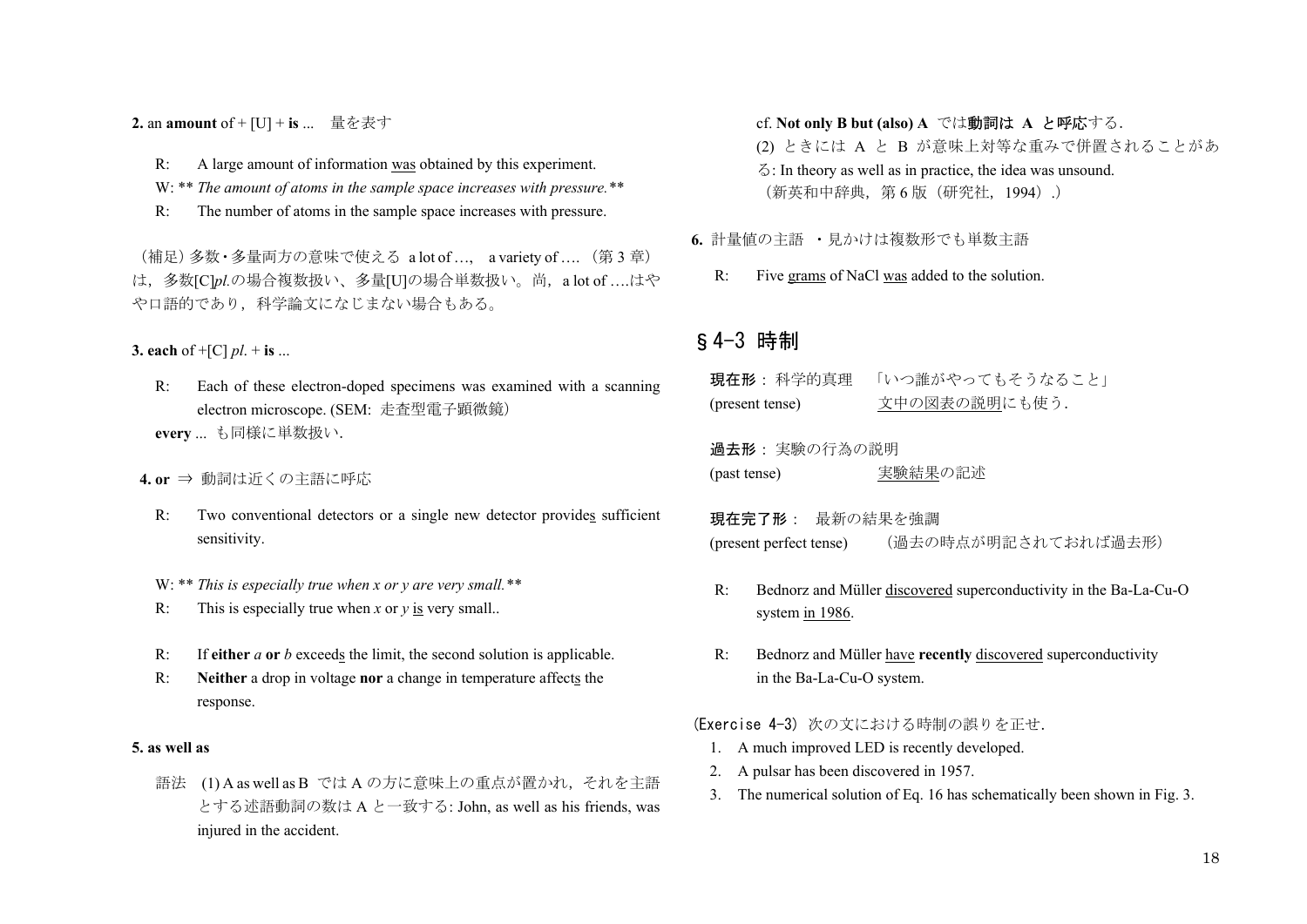**2.** an **amount** of + [U] + **is** ...　量を表す

R:　A large amount of information <u>was</u> obtained by this experiment.

W: ** *The amount of atoms in the sample space increases with pressure.* **

R:　The number of atoms in the sample space increases with pressure.

（補足）多数・多量両方の意味で使える a lot of ...,　a variety of .... （第 3 章）は，多数[C]*pl.*の場合複数扱い、多量[U]の場合単数扱い。尚，a lot of ....はやや口語的であり，科学論文になじまない場合もある。

**3. each** of +[C] *pl.* + **is** ...

R:　Each of these electron-doped specimens was examined with a scanning electron microscope. (SEM: 走査型電子顕微鏡）

**every** ... も同様に単数扱い.

**4. or** ⇒ 動詞は近くの主語に呼応

R:　Two conventional detectors or a single new detector provide<u>s</u> sufficient sensitivity.

W: ** *This is especially true when x or y are very small.* **

R:　This is especially true when *x* or *y* <u>is</u> very small..

R:　If **either** *a* **or** *b* exceed<u>s</u> the limit, the second solution is applicable.

R:　**Neither** a drop in voltage **nor** a change in temperature affect<u>s</u> the response.

**5. as well as**

語法　(1) A as well as B では A の方に意味上の重点が置かれ，それを主語とする述語動詞の数は A と一致する: John, as well as his friends, was injured in the accident.

cf. **Not only B but (also) A** では**動詞は A と呼応**する.

(2) ときには A と B が意味上対等な重みで併置されることがある: In theory as well as in practice, the idea was unsound.

（新英和中辞典，第 6 版（研究社，1994）.）

**6.** 計量値の主語 ・見かけは複数形でも単数主語

R:　Five <u>grams</u> of NaCl <u>was</u> added to the solution.

## §4-3 時制

**現在形**： 科学的真理　「いつ誰がやってもそうなること」
(present tense)　<u>文中の図表の説明</u>にも使う.

**過去形**： 実験の行為の説明
(past tense)　<u>実験結果</u>の記述

**現在完了形**：　最新の結果を強調
(present perfect tense)　（過去の時点が明記されておれば過去形）

R:　Bednorz and Müller <u>discovered</u> superconductivity in the Ba-La-Cu-O system <u>in 1986</u>.

R:　Bednorz and Müller <u>have</u> **recently** <u>discovered</u> superconductivity in the Ba-La-Cu-O system.

(Exercise 4-3) 次の文における時制の誤りを正せ.

1. A much improved LED is recently developed.
2. A pulsar has been discovered in 1957.
3. The numerical solution of Eq. 16 has schematically been shown in Fig. 3.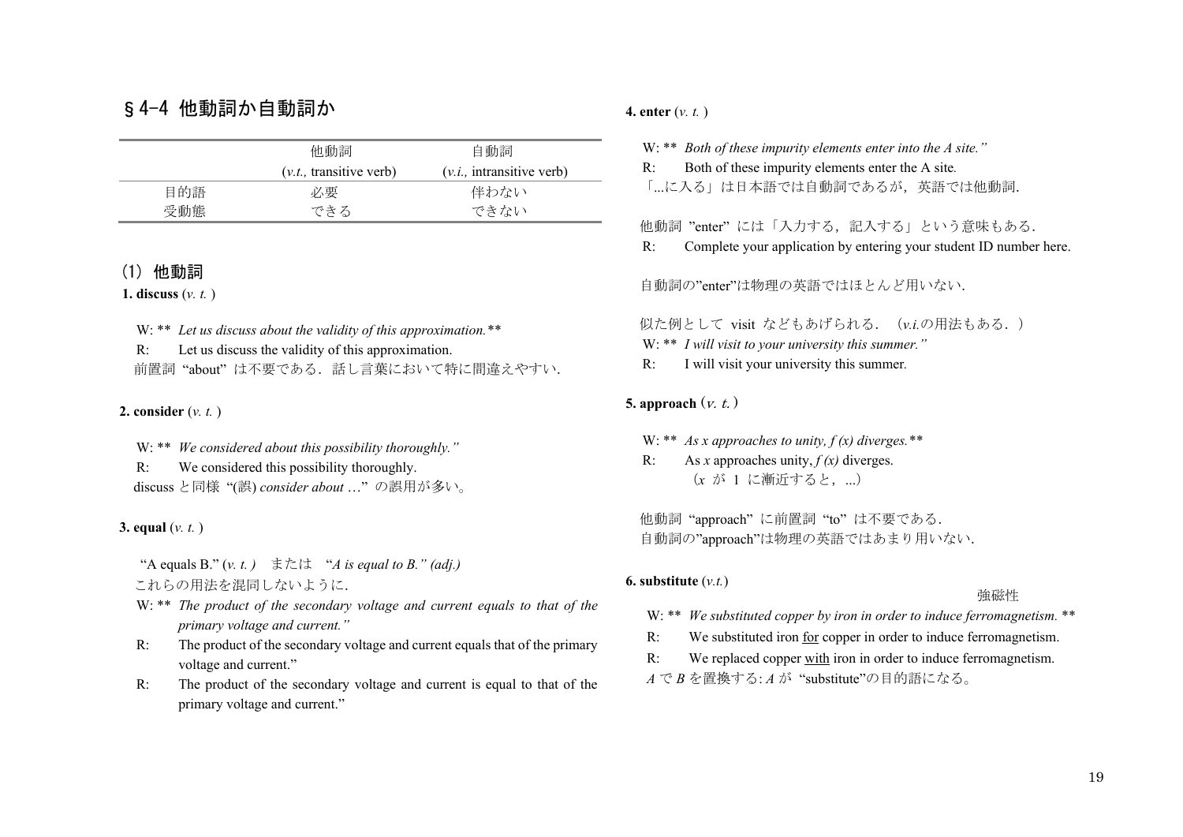## §4-4 他動詞か自動詞か

| | 他動詞 (*v.t.,* transitive verb) | 自動詞 (*v.i.,* intransitive verb) |
|---|---|---|
| 目的語 | 必要 | 伴わない |
| 受動態 | できる | できない |

### (1) 他動詞

**1. discuss** (*v. t.* )

W: ** *Let us discuss about the validity of this approximation.***

R: Let us discuss the validity of this approximation.

前置詞 "about" は不要である．話し言葉において特に間違えやすい.

**2. consider** (*v. t.* )

W: ** *We considered about this possibility thoroughly."*

R: We considered this possibility thoroughly.

discuss と同様 "(誤) *consider about* …" の誤用が多い。

**3. equal** (*v. t.* )

"A equals B." (*v. t.* ) または "*A is equal to B." (adj.)*

これらの用法を混同しないように.

W: ** *The product of the secondary voltage and current equals to that of the primary voltage and current."*

R: The product of the secondary voltage and current equals that of the primary voltage and current."

R: The product of the secondary voltage and current is equal to that of the primary voltage and current."

**4. enter** (*v. t.* )

W: ** *Both of these impurity elements enter into the A site."*

R: Both of these impurity elements enter the A site.

「...に入る」は日本語では自動詞であるが，英語では他動詞.

他動詞 "enter" には「入力する，記入する」という意味もある.

R: Complete your application by entering your student ID number here.

自動詞の"enter"は物理の英語ではほとんど用いない.

似た例として visit などもあげられる． (*v.i.*の用法もある．)

W: ** *I will visit to your university this summer."*

R: I will visit your university this summer.

**5. approach** (*v. t.*)

W: ** *As x approaches to unity, f (x) diverges.***

R: As $x$ approaches unity, $f(x)$ diverges.

($x$ が 1 に漸近すると，...)

他動詞 "approach" に前置詞 "to" は不要である.

自動詞の"approach"は物理の英語ではあまり用いない.

**6. substitute** (*v.t.*)

W: ** *We substituted copper by iron in order to induce ferromagnetism.* ** (強磁性)

R: We substituted iron <u>for</u> copper in order to induce ferromagnetism.

R: We replaced copper <u>with</u> iron in order to induce ferromagnetism.

*A* で *B* を置換する: *A* が "substitute"の目的語になる。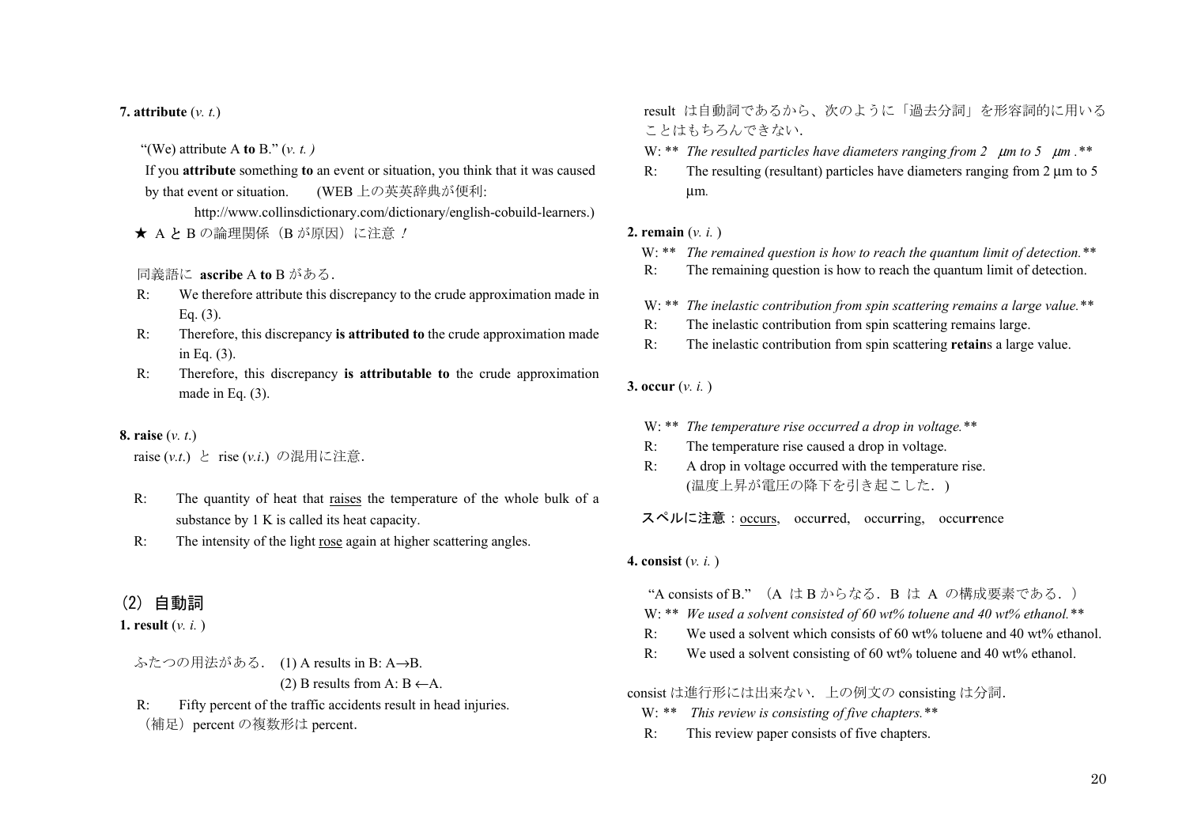**7. attribute** (*v. t.*)

"(We) attribute A **to** B." (*v. t. )*

If you **attribute** something **to** an event or situation, you think that it was caused by that event or situation. (WEB 上の英英辞典が便利:

http://www.collinsdictionary.com/dictionary/english-cobuild-learners.)

★ A と B の論理関係（B が原因）に注意！

同義語に **ascribe** A **to** B がある.

R: We therefore attribute this discrepancy to the crude approximation made in Eq. (3).

R: Therefore, this discrepancy **is attributed to** the crude approximation made in Eq. (3).

R: Therefore, this discrepancy **is attributable to** the crude approximation made in Eq. (3).

**8. raise** (*v. t.*)

raise (*v.t.*) と rise (*v.i.*) の混用に注意.

R: The quantity of heat that <u>raises</u> the temperature of the whole bulk of a substance by 1 K is called its heat capacity.

R: The intensity of the light <u>rose</u> again at higher scattering angles.

## (2) 自動詞

**1. result** (*v. i.* )

ふたつの用法がある. (1) A results in B: $A \rightarrow B$.

(2) B results from A: $B \leftarrow A$.

R: Fifty percent of the traffic accidents result in head injuries.

（補足）percent の複数形は percent.

result は自動詞であるから、次のように「過去分詞」を形容詞的に用いることはもちろんできない.

W: ** *The resulted particles have diameters ranging from 2 μm to 5 μm .***

R: The resulting (resultant) particles have diameters ranging from 2 μm to 5 μm.

**2. remain** (*v. i.* )

W: ** *The remained question is how to reach the quantum limit of detection.***

R: The remaining question is how to reach the quantum limit of detection.

W: ** *The inelastic contribution from spin scattering remains a large value.***

R: The inelastic contribution from spin scattering remains large.

R: The inelastic contribution from spin scattering **retain**s a large value.

**3. occur** (*v. i.* )

W: ** *The temperature rise occurred a drop in voltage.***

R: The temperature rise caused a drop in voltage.

R: A drop in voltage occurred with the temperature rise.
(温度上昇が電圧の降下を引き起こした. )

**スペルに注意**：<u>occurs</u>, occu**rr**ed, occu**rr**ing, occu**rr**ence

**4. consist** (*v. i.* )

"A consists of B." （A は B からなる. B は A の構成要素である. ）

W: ** *We used a solvent consisted of 60 wt% toluene and 40 wt% ethanol.***

R: We used a solvent which consists of 60 wt% toluene and 40 wt% ethanol.

R: We used a solvent consisting of 60 wt% toluene and 40 wt% ethanol.

consist は進行形には出来ない. 上の例文の consisting は分詞.

W: ** *This review is consisting of five chapters.***

R: This review paper consists of five chapters.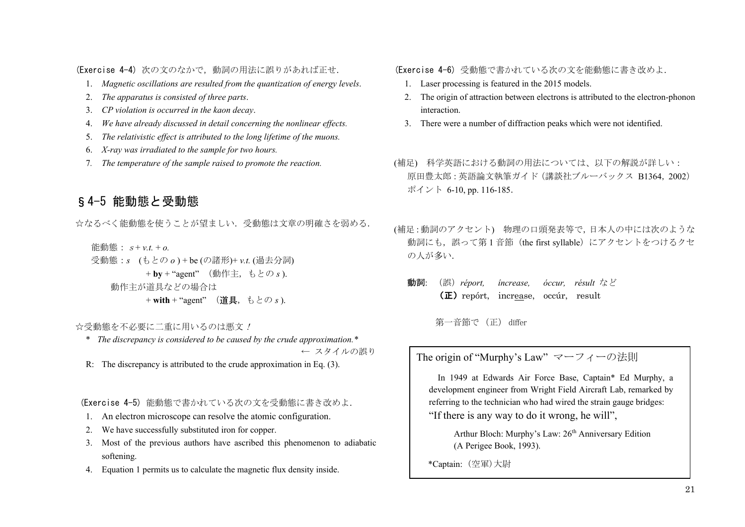(Exercise 4-4) 次の文のなかで，動詞の用法に誤りがあれば正せ．

1. *Magnetic oscillations are resulted from the quantization of energy levels*.
2. *The apparatus is consisted of three parts*.
3. *CP violation is occurred in the kaon decay*.
4. *We have already discussed in detail concerning the nonlinear effects.*
5. *The relativistic effect is attributed to the long lifetime of the muons.*
6. *X-ray was irradiated to the sample for two hours.*
7. *The temperature of the sample raised to promote the reaction.*

## §4-5 能動態と受動態

☆なるべく能動態を使うことが望ましい．受動態は文章の明確さを弱める．

能動態： *s + v.t. + o.*

受動態：*s*　(もとの *o* ) + be (の諸形)+ *v.t.* (過去分詞)

+ **by** + "agent"　(動作主，もとの *s* ).

動作主が道具などの場合は

+ **with** + "agent"　(**道具**，もとの *s* ).

☆受動態を不必要に二重に用いるのは悪文！

\* *The discrepancy is considered to be caused by the crude approximation.\**

← スタイルの誤り

R: The discrepancy is attributed to the crude approximation in Eq. (3).

(Exercise 4-5) 能動態で書かれている次の文を受動態に書き改めよ．

1. An electron microscope can resolve the atomic configuration.
2. We have successfully substituted iron for copper.
3. Most of the previous authors have ascribed this phenomenon to adiabatic softening.
4. Equation 1 permits us to calculate the magnetic flux density inside.

(Exercise 4-6) 受動態で書かれている次の文を能動態に書き改めよ．

1. Laser processing is featured in the 2015 models.
2. The origin of attraction between electrons is attributed to the electron-phonon interaction.
3. There were a number of diffraction peaks which were not identified.

(補足)　科学英語における動詞の用法については、以下の解説が詳しい：
原田豊太郎：英語論文執筆ガイド（講談社ブルーバックス B1364，2002）
ポイント 6-10, pp. 116-185．

(補足：動詞のアクセント)　物理の口頭発表等で，日本人の中には次のような動詞にも，誤って第 1 音節（the first syllable）にアクセントをつけるクセの人が多い．

**動詞**:　(誤) *répor,*　*íncrease,*　*óccur,*　*résult* など

**(正)** repórt,　incr<u>e</u>ase,　occúr,　result

第一音節で（正） differ

---

The origin of "Murphy's Law"　マーフィーの法則

In 1949 at Edwards Air Force Base, Captain\* Ed Murphy, a development engineer from Wright Field Aircraft Lab, remarked by referring to the technician who had wired the strain gauge bridges:
"If there is any way to do it wrong, he will",

Arthur Bloch: Murphy's Law: 26th Anniversary Edition
(A Perigee Book, 1993).

\*Captain:（空軍）大尉

---